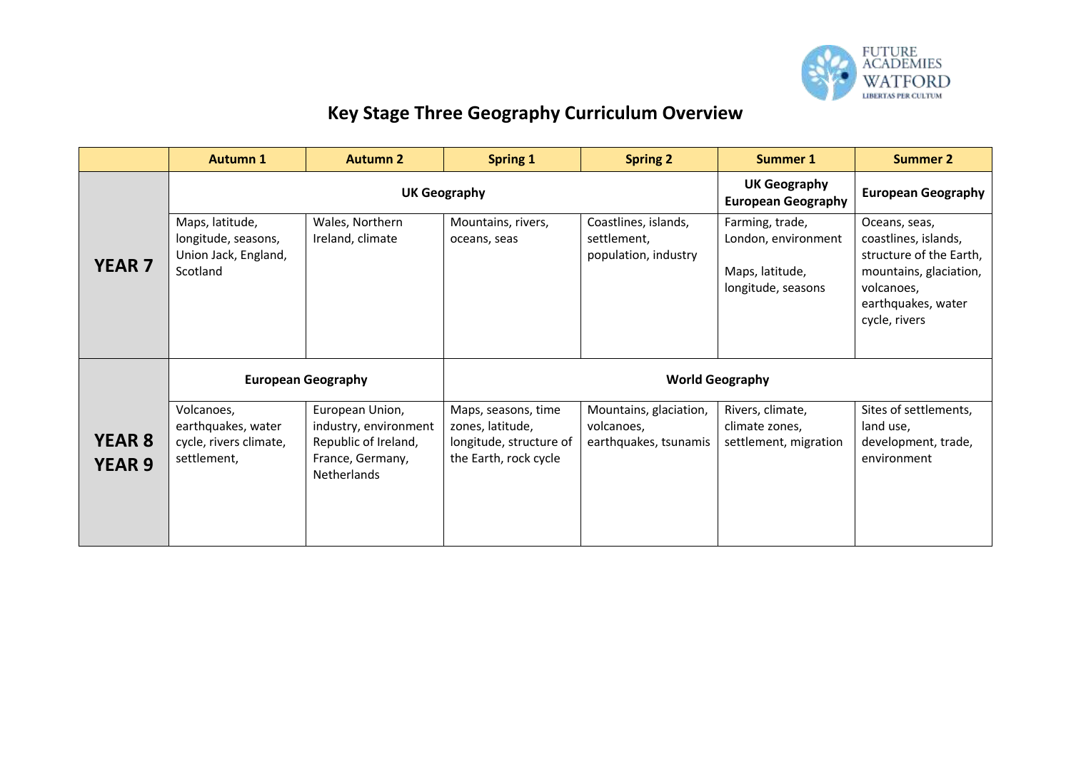# Key Stage Three Geography Curriculum Overview

| | Autumn 1 | Autumn 2 | Spring 1 | Spring 2 | Summer 1 | Summer 2 |
|---|---|---|---|---|---|---|
| **YEAR 7** | **UK Geography** | | | | **UK Geography European Geography** | **European Geography** |
| | Maps, latitude, longitude, seasons, Union Jack, England, Scotland | Wales, Northern Ireland, climate | Mountains, rivers, oceans, seas | Coastlines, islands, settlement, population, industry | Farming, trade, London, environment<br><br>Maps, latitude, longitude, seasons | Oceans, seas, coastlines, islands, structure of the Earth, mountains, glaciation, volcanoes, earthquakes, water cycle, rivers |
| **YEAR 8 YEAR 9** | **European Geography** | | **World Geography** | | | |
| | Volcanoes, earthquakes, water cycle, rivers climate, settlement, | European Union, industry, environment Republic of Ireland, France, Germany, Netherlands | Maps, seasons, time zones, latitude, longitude, structure of the Earth, rock cycle | Mountains, glaciation, volcanoes, earthquakes, tsunamis | Rivers, climate, climate zones, settlement, migration | Sites of settlements, land use, development, trade, environment |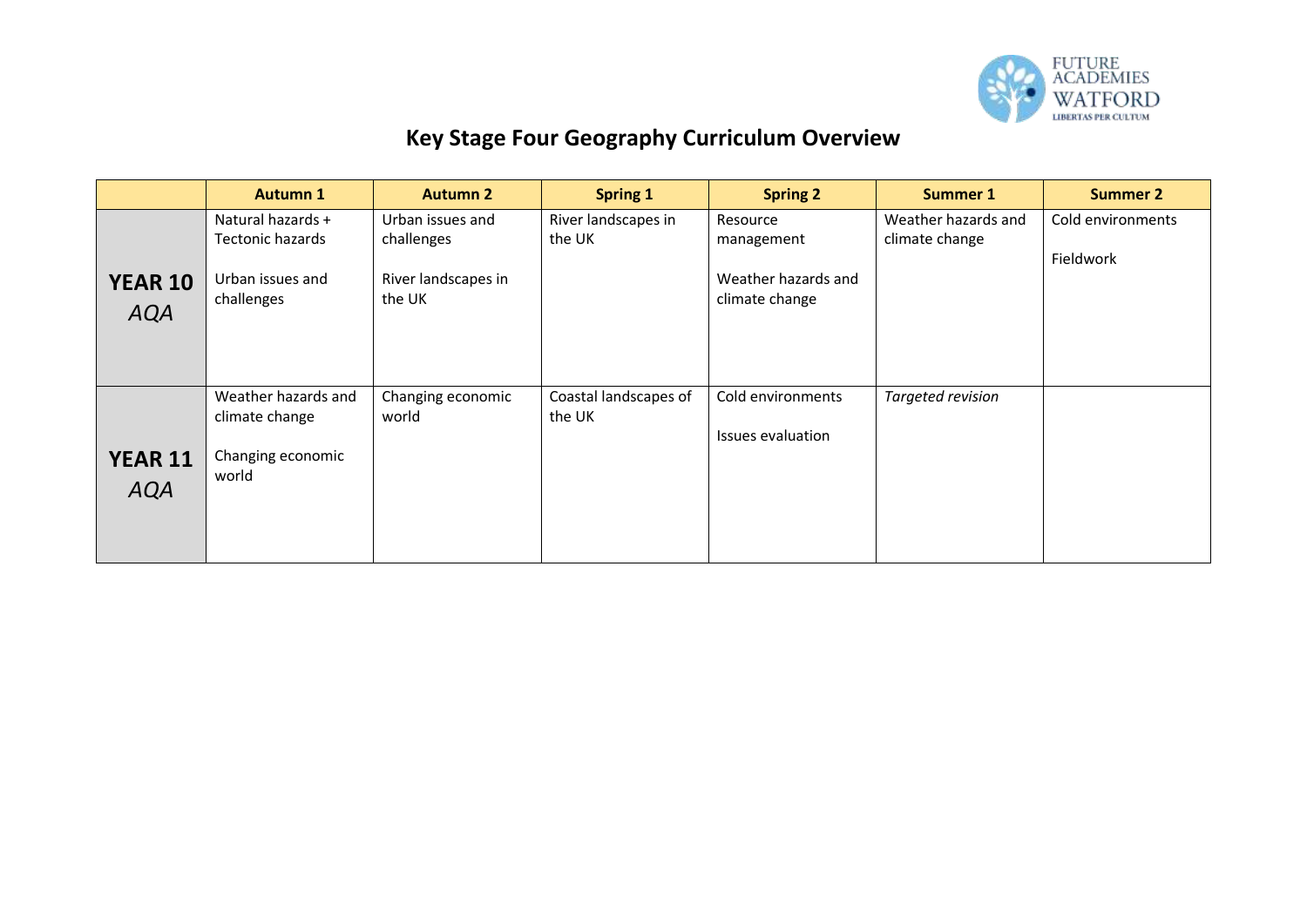# Key Stage Four Geography Curriculum Overview

| | Autumn 1 | Autumn 2 | Spring 1 | Spring 2 | Summer 1 | Summer 2 |
|---|---|---|---|---|---|---|
| **YEAR 10** *AQA* | Natural hazards + Tectonic hazards<br><br>Urban issues and challenges | Urban issues and challenges<br><br>River landscapes in the UK | River landscapes in the UK | Resource management<br><br>Weather hazards and climate change | Weather hazards and climate change | Cold environments<br><br>Fieldwork |
| **YEAR 11** *AQA* | Weather hazards and climate change<br><br>Changing economic world | Changing economic world | Coastal landscapes of the UK | Cold environments<br><br>Issues evaluation | *Targeted revision* | |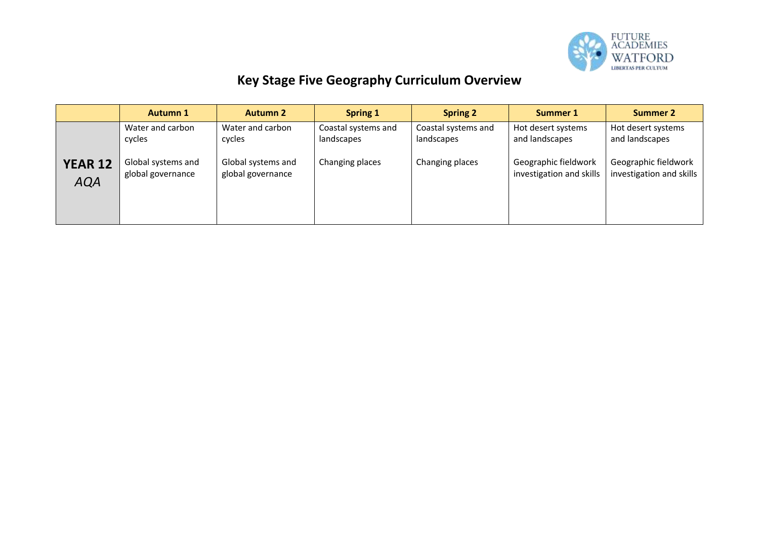FUTURE ACADEMIES WATFORD
LIBERTAS PER CULTUM

# Key Stage Five Geography Curriculum Overview

| | Autumn 1 | Autumn 2 | Spring 1 | Spring 2 | Summer 1 | Summer 2 |
|---|---|---|---|---|---|---|
| **YEAR 12** *AQA* | Water and carbon cycles<br><br>Global systems and global governance | Water and carbon cycles<br><br>Global systems and global governance | Coastal systems and landscapes<br><br>Changing places | Coastal systems and landscapes<br><br>Changing places | Hot desert systems and landscapes<br><br>Geographic fieldwork investigation and skills | Hot desert systems and landscapes<br><br>Geographic fieldwork investigation and skills |